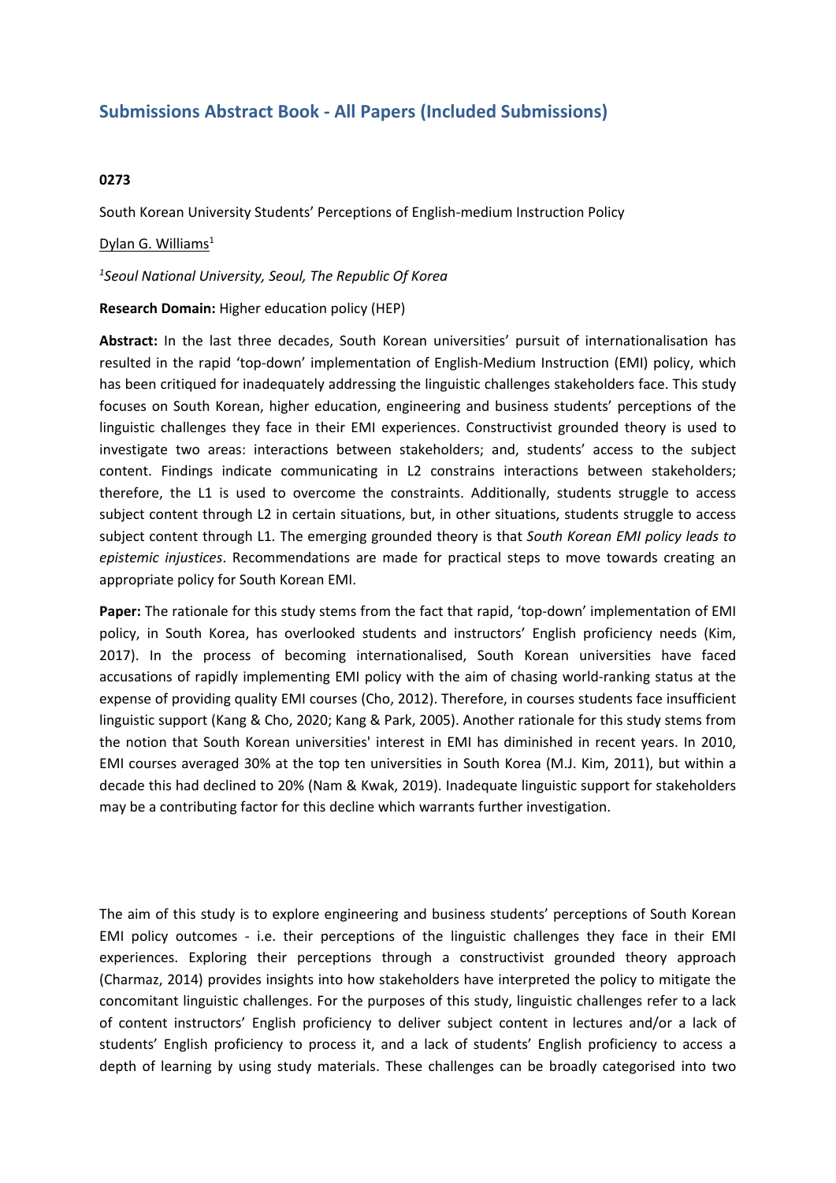## Submissions Abstract Book - All Papers (Included Submissions)

**0273**

South Korean University Students' Perceptions of English-medium Instruction Policy

Dylan G. Williams[1]

*[1]Seoul National University, Seoul, The Republic Of Korea*

**Research Domain:** Higher education policy (HEP)

**Abstract:** In the last three decades, South Korean universities' pursuit of internationalisation has resulted in the rapid 'top-down' implementation of English-Medium Instruction (EMI) policy, which has been critiqued for inadequately addressing the linguistic challenges stakeholders face. This study focuses on South Korean, higher education, engineering and business students' perceptions of the linguistic challenges they face in their EMI experiences. Constructivist grounded theory is used to investigate two areas: interactions between stakeholders; and, students' access to the subject content. Findings indicate communicating in L2 constrains interactions between stakeholders; therefore, the L1 is used to overcome the constraints. Additionally, students struggle to access subject content through L2 in certain situations, but, in other situations, students struggle to access subject content through L1. The emerging grounded theory is that *South Korean EMI policy leads to epistemic injustices*. Recommendations are made for practical steps to move towards creating an appropriate policy for South Korean EMI.

**Paper:** The rationale for this study stems from the fact that rapid, 'top-down' implementation of EMI policy, in South Korea, has overlooked students and instructors' English proficiency needs (Kim, 2017). In the process of becoming internationalised, South Korean universities have faced accusations of rapidly implementing EMI policy with the aim of chasing world-ranking status at the expense of providing quality EMI courses (Cho, 2012). Therefore, in courses students face insufficient linguistic support (Kang & Cho, 2020; Kang & Park, 2005). Another rationale for this study stems from the notion that South Korean universities' interest in EMI has diminished in recent years. In 2010, EMI courses averaged 30% at the top ten universities in South Korea (M.J. Kim, 2011), but within a decade this had declined to 20% (Nam & Kwak, 2019). Inadequate linguistic support for stakeholders may be a contributing factor for this decline which warrants further investigation.

The aim of this study is to explore engineering and business students' perceptions of South Korean EMI policy outcomes - i.e. their perceptions of the linguistic challenges they face in their EMI experiences. Exploring their perceptions through a constructivist grounded theory approach (Charmaz, 2014) provides insights into how stakeholders have interpreted the policy to mitigate the concomitant linguistic challenges. For the purposes of this study, linguistic challenges refer to a lack of content instructors' English proficiency to deliver subject content in lectures and/or a lack of students' English proficiency to process it, and a lack of students' English proficiency to access a depth of learning by using study materials. These challenges can be broadly categorised into two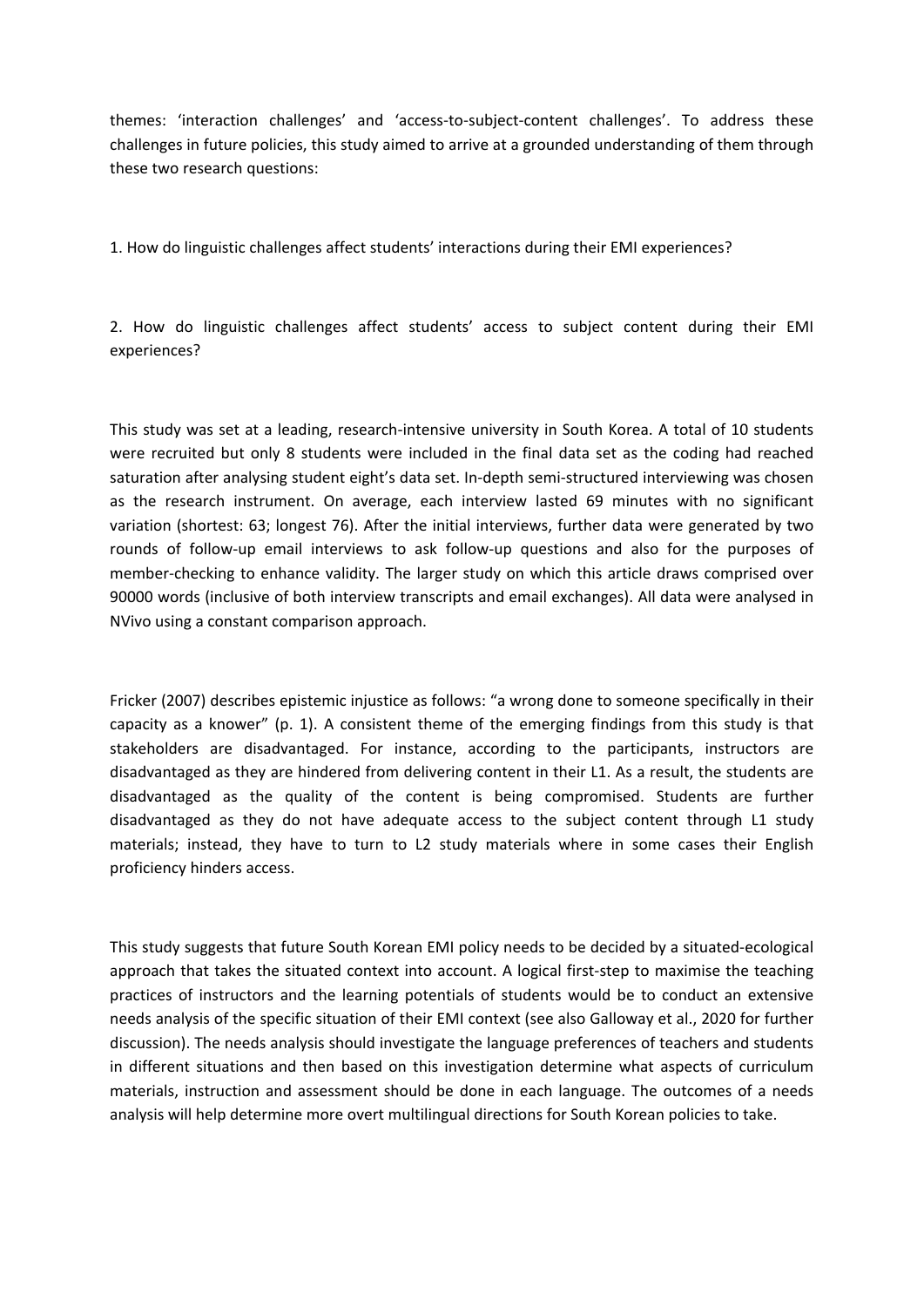themes: 'interaction challenges' and 'access-to-subject-content challenges'. To address these challenges in future policies, this study aimed to arrive at a grounded understanding of them through these two research questions:

1. How do linguistic challenges affect students' interactions during their EMI experiences?

2. How do linguistic challenges affect students' access to subject content during their EMI experiences?

This study was set at a leading, research-intensive university in South Korea. A total of 10 students were recruited but only 8 students were included in the final data set as the coding had reached saturation after analysing student eight's data set. In-depth semi-structured interviewing was chosen as the research instrument. On average, each interview lasted 69 minutes with no significant variation (shortest: 63; longest 76). After the initial interviews, further data were generated by two rounds of follow-up email interviews to ask follow-up questions and also for the purposes of member-checking to enhance validity. The larger study on which this article draws comprised over 90000 words (inclusive of both interview transcripts and email exchanges). All data were analysed in NVivo using a constant comparison approach.

Fricker (2007) describes epistemic injustice as follows: "a wrong done to someone specifically in their capacity as a knower" (p. 1). A consistent theme of the emerging findings from this study is that stakeholders are disadvantaged. For instance, according to the participants, instructors are disadvantaged as they are hindered from delivering content in their L1. As a result, the students are disadvantaged as the quality of the content is being compromised. Students are further disadvantaged as they do not have adequate access to the subject content through L1 study materials; instead, they have to turn to L2 study materials where in some cases their English proficiency hinders access.

This study suggests that future South Korean EMI policy needs to be decided by a situated-ecological approach that takes the situated context into account. A logical first-step to maximise the teaching practices of instructors and the learning potentials of students would be to conduct an extensive needs analysis of the specific situation of their EMI context (see also Galloway et al., 2020 for further discussion). The needs analysis should investigate the language preferences of teachers and students in different situations and then based on this investigation determine what aspects of curriculum materials, instruction and assessment should be done in each language. The outcomes of a needs analysis will help determine more overt multilingual directions for South Korean policies to take.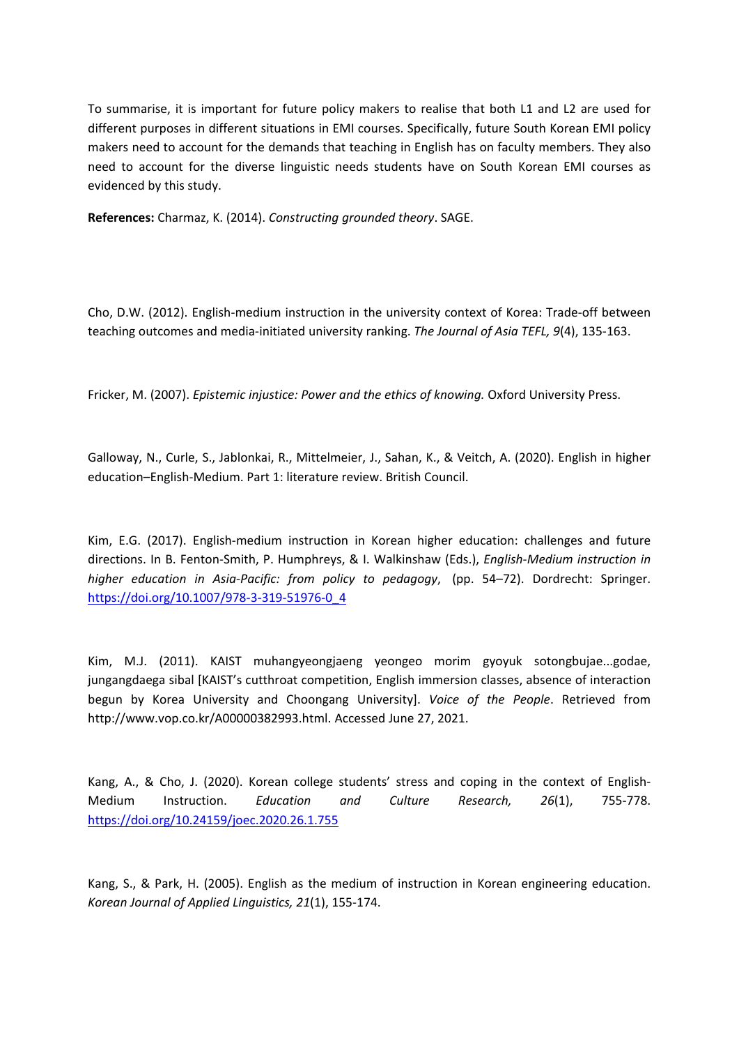To summarise, it is important for future policy makers to realise that both L1 and L2 are used for different purposes in different situations in EMI courses. Specifically, future South Korean EMI policy makers need to account for the demands that teaching in English has on faculty members. They also need to account for the diverse linguistic needs students have on South Korean EMI courses as evidenced by this study.

**References:** Charmaz, K. (2014). *Constructing grounded theory*. SAGE.

Cho, D.W. (2012). English-medium instruction in the university context of Korea: Trade-off between teaching outcomes and media-initiated university ranking. *The Journal of Asia TEFL, 9*(4), 135-163.

Fricker, M. (2007). *Epistemic injustice: Power and the ethics of knowing.* Oxford University Press.

Galloway, N., Curle, S., Jablonkai, R., Mittelmeier, J., Sahan, K., & Veitch, A. (2020). English in higher education–English-Medium. Part 1: literature review. British Council.

Kim, E.G. (2017). English-medium instruction in Korean higher education: challenges and future directions. In B. Fenton-Smith, P. Humphreys, & I. Walkinshaw (Eds.), *English-Medium instruction in higher education in Asia-Pacific: from policy to pedagogy*, (pp. 54–72). Dordrecht: Springer. https://doi.org/10.1007/978-3-319-51976-0_4

Kim, M.J. (2011). KAIST muhangyeongjaeng yeongeo morim gyoyuk sotongbujae...godae, jungangdaega sibal [KAIST's cutthroat competition, English immersion classes, absence of interaction begun by Korea University and Choongang University]. *Voice of the People*. Retrieved from http://www.vop.co.kr/A00000382993.html. Accessed June 27, 2021.

Kang, A., & Cho, J. (2020). Korean college students' stress and coping in the context of English-Medium Instruction. *Education and Culture Research, 26*(1), 755-778. https://doi.org/10.24159/joec.2020.26.1.755

Kang, S., & Park, H. (2005). English as the medium of instruction in Korean engineering education. *Korean Journal of Applied Linguistics, 21*(1), 155-174.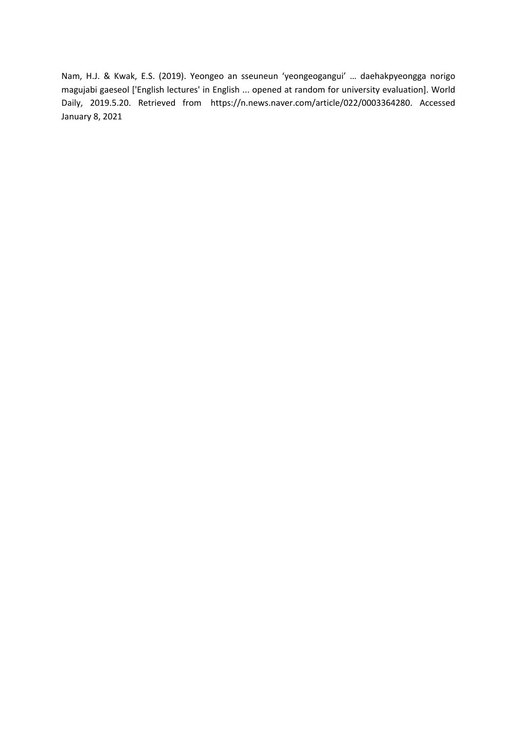Nam, H.J. & Kwak, E.S. (2019). Yeongeo an sseuneun 'yeongeogangui' … daehakpyeongga norigo magujabi gaeseol ['English lectures' in English ... opened at random for university evaluation]. World Daily, 2019.5.20. Retrieved from https://n.news.naver.com/article/022/0003364280. Accessed January 8, 2021